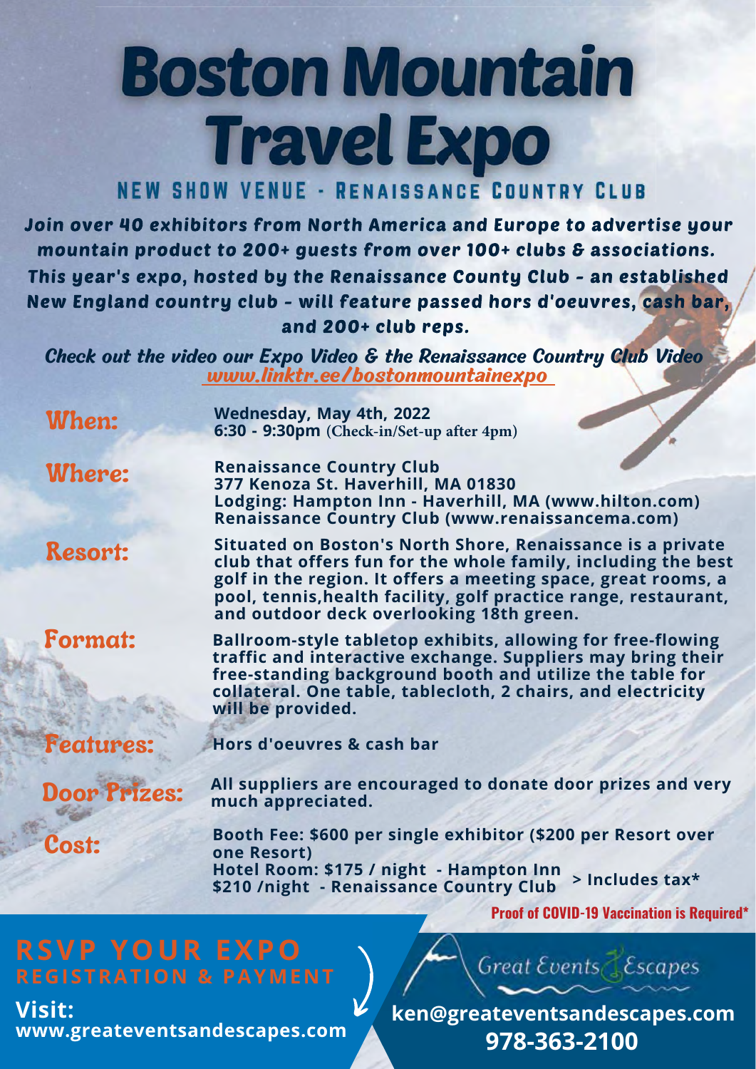# Boston Mountain Travel Expo

## NEW SHOW VENUE - RENAISSANCE COUNTRY CLUB

***Join over 40 exhibitors from North America and Europe to advertise your mountain product to 200+ guests from over 100+ clubs & associations. This year's expo, hosted by the Renaissance County Club - an established New England country club - will feature passed hors d'oeuvres, cash bar, and 200+ club reps.***

***Check out the video our Expo Video & the Renaissance Country Club Video***
***www.linktr.ee/bostonmountainexpo***

**When:** Wednesday, May 4th, 2022
6:30 - 9:30pm (Check-in/Set-up after 4pm)

**Where:** Renaissance Country Club
377 Kenoza St. Haverhill, MA 01830
Lodging: Hampton Inn - Haverhill, MA (www.hilton.com)
Renaissance Country Club (www.renaissancema.com)

**Resort:** Situated on Boston's North Shore, Renaissance is a private club that offers fun for the whole family, including the best golf in the region. It offers a meeting space, great rooms, a pool, tennis,health facility, golf practice range, restaurant, and outdoor deck overlooking 18th green.

**Format:** Ballroom-style tabletop exhibits, allowing for free-flowing traffic and interactive exchange. Suppliers may bring their free-standing background booth and utilize the table for collateral. One table, tablecloth, 2 chairs, and electricity will be provided.

**Features:** Hors d'oeuvres & cash bar

**Door Prizes:** All suppliers are encouraged to donate door prizes and very much appreciated.

**Cost:** Booth Fee: $600 per single exhibitor ($200 per Resort over one Resort)
Hotel Room: $175 / night - Hampton Inn
$210 /night - Renaissance Country Club
> Includes tax*

**Proof of COVID-19 Vaccination is Required***

## RSVP YOUR EXPO
### REGISTRATION & PAYMENT

**Visit:**
**www.greateventsandescapes.com**

Great Events & Escapes

**ken@greateventsandescapes.com**
**978-363-2100**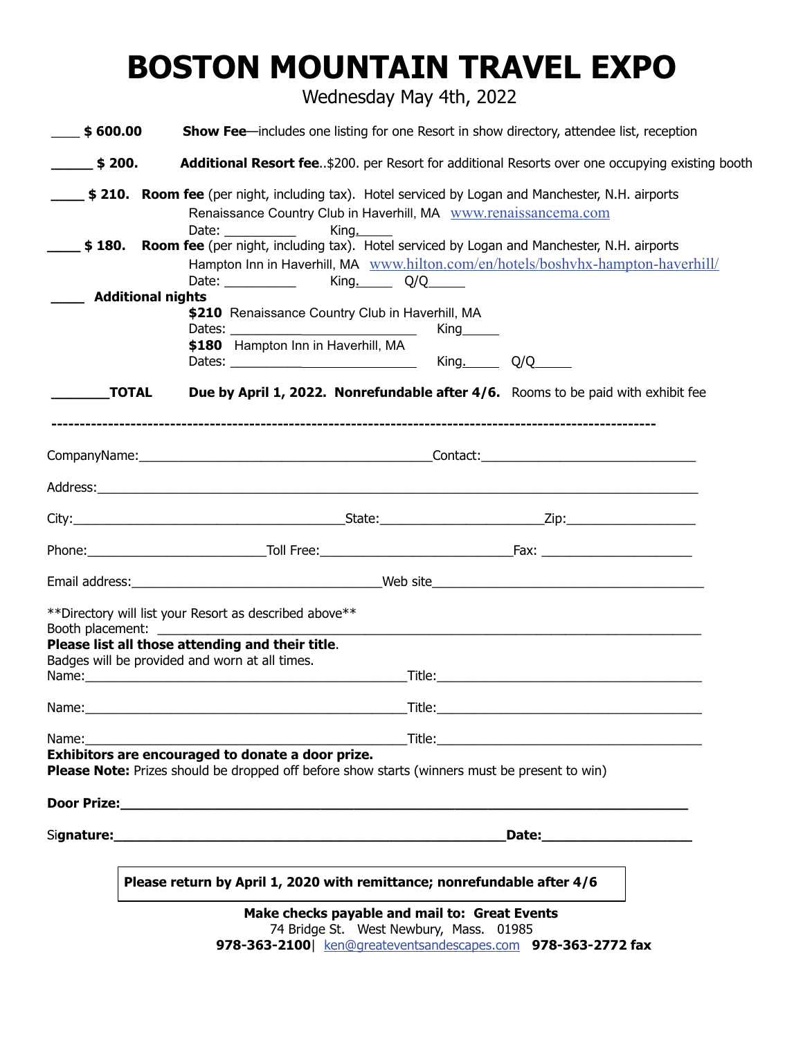# BOSTON MOUNTAIN TRAVEL EXPO

Wednesday May 4th, 2022

____ **$ 600.00** **Show Fee**—includes one listing for one Resort in show directory, attendee list, reception

_____ **$ 200.** **Additional Resort fee**..$200. per Resort for additional Resorts over one occupying existing booth

____ **$ 210.** **Room fee** (per night, including tax). Hotel serviced by Logan and Manchester, N.H. airports
Renaissance Country Club in Haverhill, MA www.renaissancema.com
Date: __________ King._____

____ **$ 180.** **Room fee** (per night, including tax). Hotel serviced by Logan and Manchester, N.H. airports
Hampton Inn in Haverhill, MA www.hilton.com/en/hotels/boshvhx-hampton-haverhill/
Date: __________ King._____ Q/Q_____

____ **Additional nights**
**$210** Renaissance Country Club in Haverhill, MA
Dates: ________________________ King_____
**$180** Hampton Inn in Haverhill, MA
Dates: ________________________ King._____ Q/Q_____

_______**TOTAL** **Due by April 1, 2022. Nonrefundable after 4/6.** Rooms to be paid with exhibit fee

---

CompanyName:________________________________________Contact:_____________________________

Address:_________________________________________________________________________________

City:_____________________________________State:______________________Zip:__________________

Phone:________________________Toll Free:__________________________Fax: _____________________

Email address:__________________________________Web site______________________________________

**Directory will list your Resort as described above**
Booth placement: ________________________________________________________________________

**Please list all those attending and their title.**
Badges will be provided and worn at all times.

Name:____________________________________________Title:____________________________________

Name:____________________________________________Title:____________________________________

Name:____________________________________________Title:____________________________________

**Exhibitors are encouraged to donate a door prize.**
**Please Note:** Prizes should be dropped off before show starts (winners must be present to win)

**Door Prize:____________________________________________________________________________**

**Signature:____________________________________________________Date:___________________**

**Please return by April 1, 2020 with remittance; nonrefundable after 4/6**

**Make checks payable and mail to: Great Events**
74 Bridge St. West Newbury, Mass. 01985
**978-363-2100**| ken@greateventsandescapes.com **978-363-2772 fax**